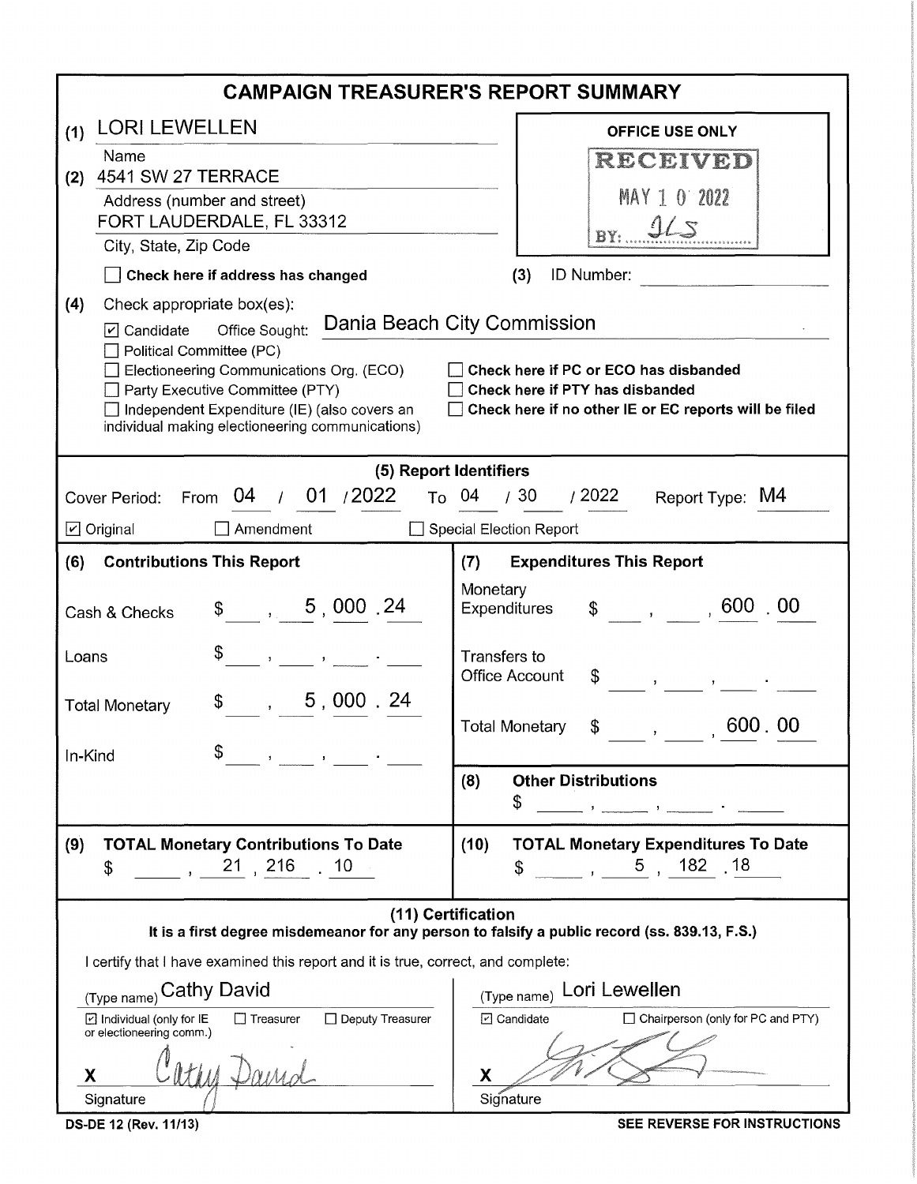# CAMPAIGN TREASURER'S REPORT SUMMARY

**(1)** LORI LEWELLEN
Name

**(2)** 4541 SW 27 TERRACE
Address (number and street)
FORT LAUDERDALE, FL 33312
City, State, Zip Code

☐ **Check here if address has changed**

**OFFICE USE ONLY**
RECEIVED
MAY 1 0 2022
BY: JLS

**(3)** ID Number:

**(4)** Check appropriate box(es):

☑ Candidate Office Sought: Dania Beach City Commission
☐ Political Committee (PC)
☐ Electioneering Communications Org. (ECO)
☐ Party Executive Committee (PTY)
☐ Independent Expenditure (IE) (also covers an individual making electioneering communications)

☐ **Check here if PC or ECO has disbanded**
☐ **Check here if PTY has disbanded**
☐ **Check here if no other IE or EC reports will be filed**

## (5) Report Identifiers

Cover Period: From 04 / 01 / 2022 To 04 / 30 / 2022 Report Type: M4

☑ Original ☐ Amendment ☐ Special Election Report

| **(6) Contributions This Report** | | **(7) Expenditures This Report** | |
|---|---|---|---|
| Cash & Checks | $ 5,000.24 | Monetary Expenditures | $ 600.00 |
| Loans | $ | Transfers to Office Account | $ |
| Total Monetary | $ 5,000.24 | Total Monetary | $ 600.00 |
| In-Kind | $ | **(8) Other Distributions** | $ |

| **(9) TOTAL Monetary Contributions To Date** | **(10) TOTAL Monetary Expenditures To Date** |
|---|---|
| $ 21,216.10 | $ 5,182.18 |

## (11) Certification

**It is a first degree misdemeanor for any person to falsify a public record (ss. 839.13, F.S.)**

I certify that I have examined this report and it is true, correct, and complete:

(Type name) Cathy David
☑ Individual (only for IE or electioneering comm.) ☐ Treasurer ☐ Deputy Treasurer
X Cathy David
Signature

(Type name) Lori Lewellen
☑ Candidate ☐ Chairperson (only for PC and PTY)
X [signature]
Signature

DS-DE 12 (Rev. 11/13)

**SEE REVERSE FOR INSTRUCTIONS**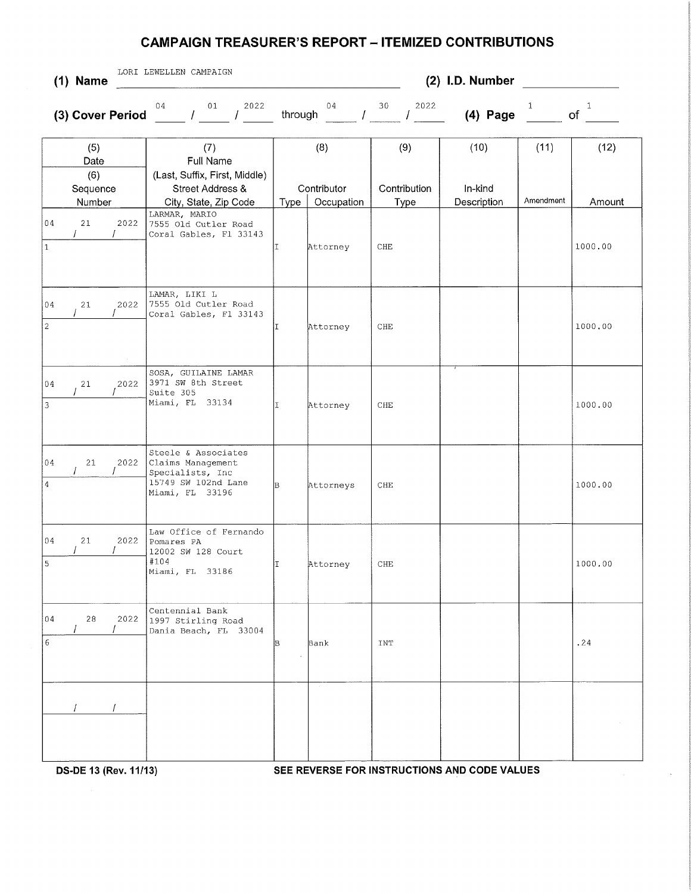# CAMPAIGN TREASURER'S REPORT – ITEMIZED CONTRIBUTIONS

**(1) Name** LORI LEWELLEN CAMPAIGN **(2) I.D. Number** ______

**(3) Cover Period** 04 / 01 / 2022 through 04 / 30 / 2022 **(4) Page** 1 of 1

| (5) Date (6) Sequence Number | (7) Full Name (Last, Suffix, First, Middle) Street Address & City, State, Zip Code | (8) Contributor Type | Occupation | (9) Contribution Type | (10) In-kind Description | (11) Amendment | (12) Amount |
|---|---|---|---|---|---|---|---|
| 04 / 21 / 2022<br>1 | LARMAR, MARIO<br>7555 Old Cutler Road<br>Coral Gables, Fl 33143 | I | Attorney | CHE | | | 1000.00 |
| 04 / 21 / 2022<br>2 | LAMAR, LIKI L<br>7555 Old Cutler Road<br>Coral Gables, Fl 33143 | I | Attorney | CHE | | | 1000.00 |
| 04 / 21 / 2022<br>3 | SOSA, GUILAINE LAMAR<br>3971 SW 8th Street<br>Suite 305<br>Miami, FL 33134 | I | Attorney | CHE | | | 1000.00 |
| 04 / 21 / 2022<br>4 | Steele & Associates<br>Claims Management<br>Specialists, Inc<br>15749 SW 102nd Lane<br>Miami, FL 33196 | B | Attorneys | CHE | | | 1000.00 |
| 04 / 21 / 2022<br>5 | Law Office of Fernando<br>Pomares PA<br>12002 SW 128 Court<br>#104<br>Miami, FL 33186 | I | Attorney | CHE | | | 1000.00 |
| 04 / 28 / 2022<br>6 | Centennial Bank<br>1997 Stirling Road<br>Dania Beach, FL 33004 | B | Bank | INT | | | .24 |
| / / | | | | | | | |

DS-DE 13 (Rev. 11/13) SEE REVERSE FOR INSTRUCTIONS AND CODE VALUES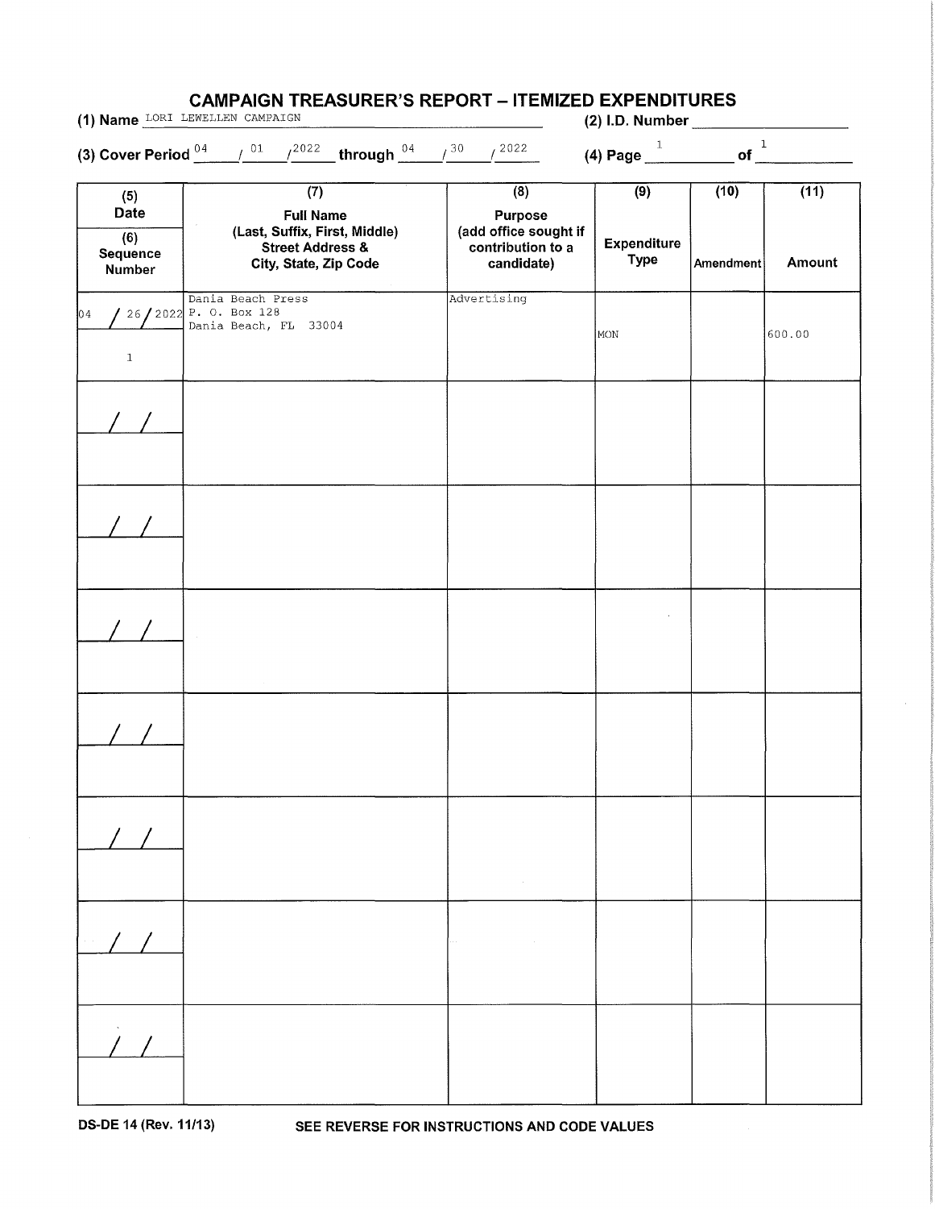# CAMPAIGN TREASURER'S REPORT – ITEMIZED EXPENDITURES

**(1) Name** LORI LEWELLEN CAMPAIGN **(2) I.D. Number** 

**(3) Cover Period** 04 / 01 / 2022 **through** 04 / 30 / 2022 **(4) Page** 1 **of** 1

| (5) Date / (6) Sequence Number | (7) Full Name (Last, Suffix, First, Middle) Street Address & City, State, Zip Code | (8) Purpose (add office sought if contribution to a candidate) | (9) Expenditure Type | (10) Amendment | (11) Amount |
|---|---|---|---|---|---|
| 04 / 26 / 2022<br>1 | Dania Beach Press<br>P. O. Box 128<br>Dania Beach, FL 33004 | Advertising | MON | | 600.00 |
| / / | | | | | |
| / / | | | | | |
| / / | | | | | |
| / / | | | | | |
| / / | | | | | |
| / / | | | | | |
| / / | | | | | |

DS-DE 14 (Rev. 11/13) SEE REVERSE FOR INSTRUCTIONS AND CODE VALUES